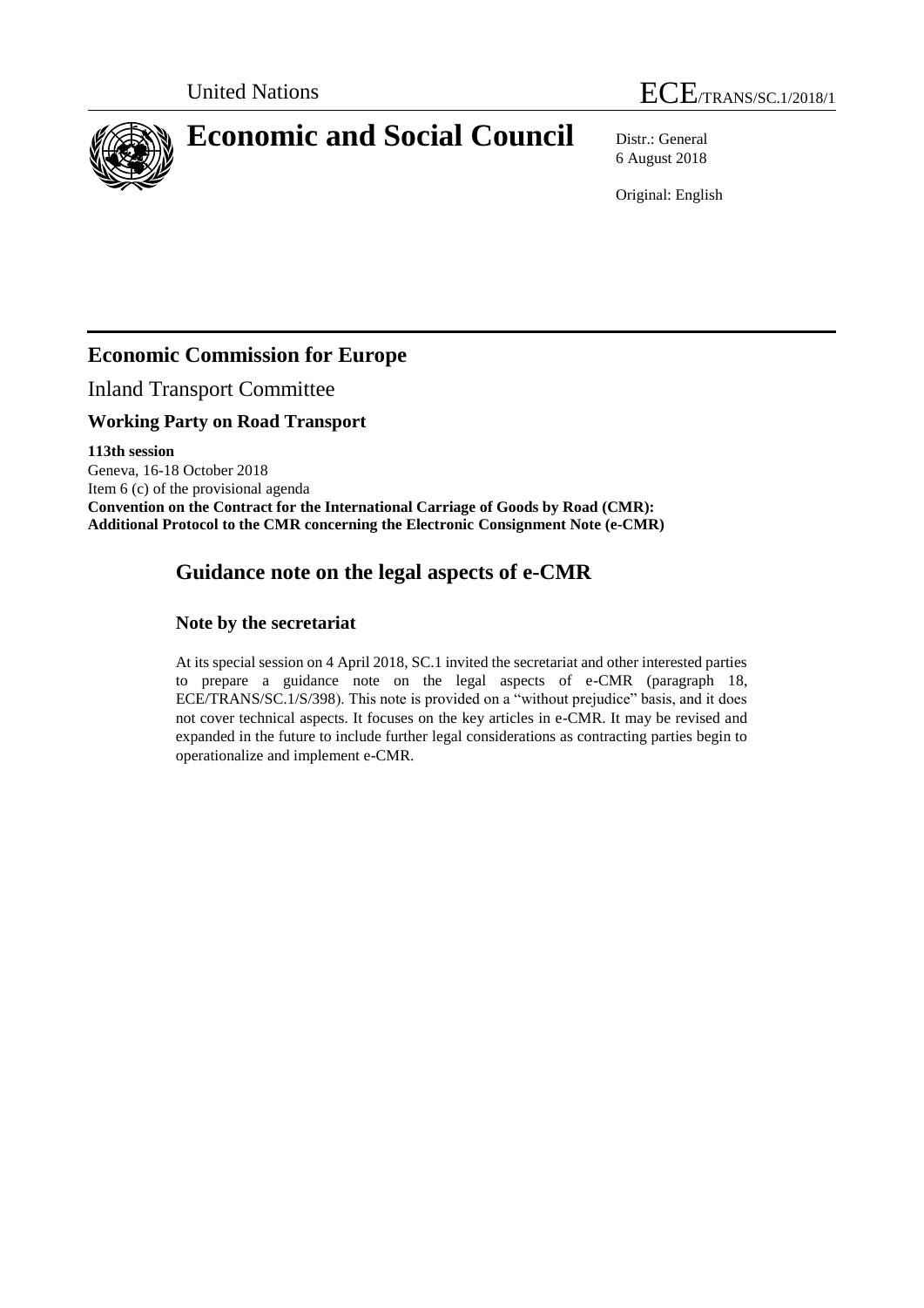United Nations ECE/TRANS/SC.1/2018/1

# Economic and Social Council

Distr.: General
6 August 2018

Original: English

## Economic Commission for Europe

Inland Transport Committee

### Working Party on Road Transport

**113th session**
Geneva, 16-18 October 2018
Item 6 (c) of the provisional agenda
**Convention on the Contract for the International Carriage of Goods by Road (CMR): Additional Protocol to the CMR concerning the Electronic Consignment Note (e-CMR)**

## Guidance note on the legal aspects of e-CMR

### Note by the secretariat

At its special session on 4 April 2018, SC.1 invited the secretariat and other interested parties to prepare a guidance note on the legal aspects of e-CMR (paragraph 18, ECE/TRANS/SC.1/S/398). This note is provided on a "without prejudice" basis, and it does not cover technical aspects. It focuses on the key articles in e-CMR. It may be revised and expanded in the future to include further legal considerations as contracting parties begin to operationalize and implement e-CMR.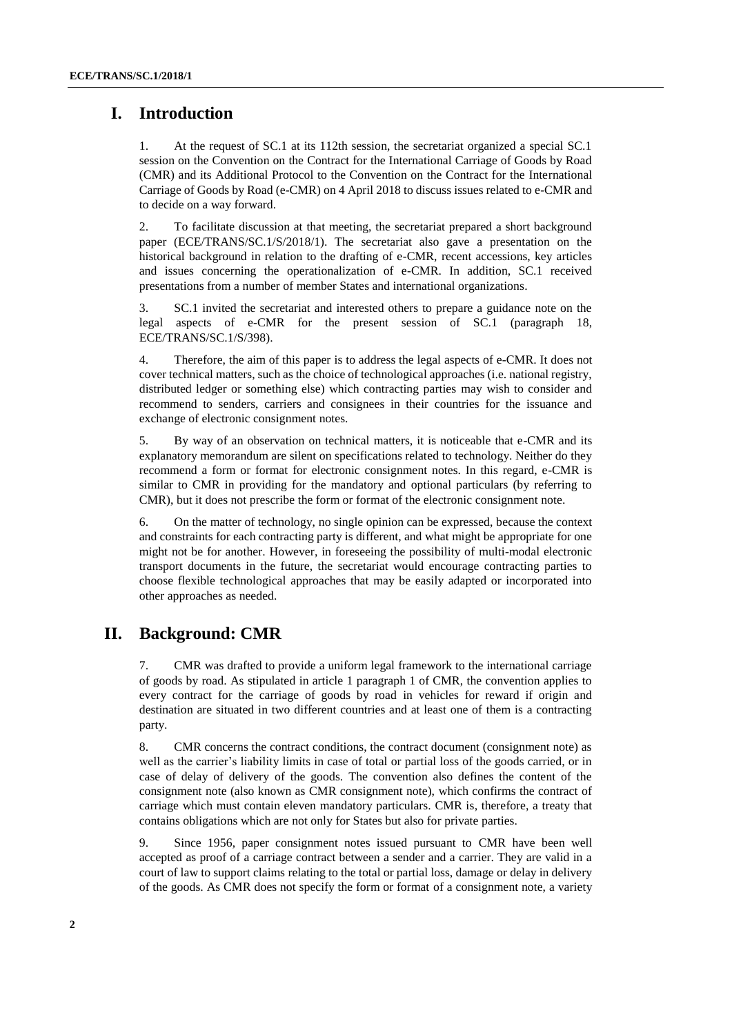## I. Introduction

1. At the request of SC.1 at its 112th session, the secretariat organized a special SC.1 session on the Convention on the Contract for the International Carriage of Goods by Road (CMR) and its Additional Protocol to the Convention on the Contract for the International Carriage of Goods by Road (e-CMR) on 4 April 2018 to discuss issues related to e-CMR and to decide on a way forward.

2. To facilitate discussion at that meeting, the secretariat prepared a short background paper (ECE/TRANS/SC.1/S/2018/1). The secretariat also gave a presentation on the historical background in relation to the drafting of e-CMR, recent accessions, key articles and issues concerning the operationalization of e-CMR. In addition, SC.1 received presentations from a number of member States and international organizations.

3. SC.1 invited the secretariat and interested others to prepare a guidance note on the legal aspects of e-CMR for the present session of SC.1 (paragraph 18, ECE/TRANS/SC.1/S/398).

4. Therefore, the aim of this paper is to address the legal aspects of e-CMR. It does not cover technical matters, such as the choice of technological approaches (i.e. national registry, distributed ledger or something else) which contracting parties may wish to consider and recommend to senders, carriers and consignees in their countries for the issuance and exchange of electronic consignment notes.

5. By way of an observation on technical matters, it is noticeable that e-CMR and its explanatory memorandum are silent on specifications related to technology. Neither do they recommend a form or format for electronic consignment notes. In this regard, e-CMR is similar to CMR in providing for the mandatory and optional particulars (by referring to CMR), but it does not prescribe the form or format of the electronic consignment note.

6. On the matter of technology, no single opinion can be expressed, because the context and constraints for each contracting party is different, and what might be appropriate for one might not be for another. However, in foreseeing the possibility of multi-modal electronic transport documents in the future, the secretariat would encourage contracting parties to choose flexible technological approaches that may be easily adapted or incorporated into other approaches as needed.

## II. Background: CMR

7. CMR was drafted to provide a uniform legal framework to the international carriage of goods by road. As stipulated in article 1 paragraph 1 of CMR, the convention applies to every contract for the carriage of goods by road in vehicles for reward if origin and destination are situated in two different countries and at least one of them is a contracting party.

8. CMR concerns the contract conditions, the contract document (consignment note) as well as the carrier's liability limits in case of total or partial loss of the goods carried, or in case of delay of delivery of the goods. The convention also defines the content of the consignment note (also known as CMR consignment note), which confirms the contract of carriage which must contain eleven mandatory particulars. CMR is, therefore, a treaty that contains obligations which are not only for States but also for private parties.

9. Since 1956, paper consignment notes issued pursuant to CMR have been well accepted as proof of a carriage contract between a sender and a carrier. They are valid in a court of law to support claims relating to the total or partial loss, damage or delay in delivery of the goods. As CMR does not specify the form or format of a consignment note, a variety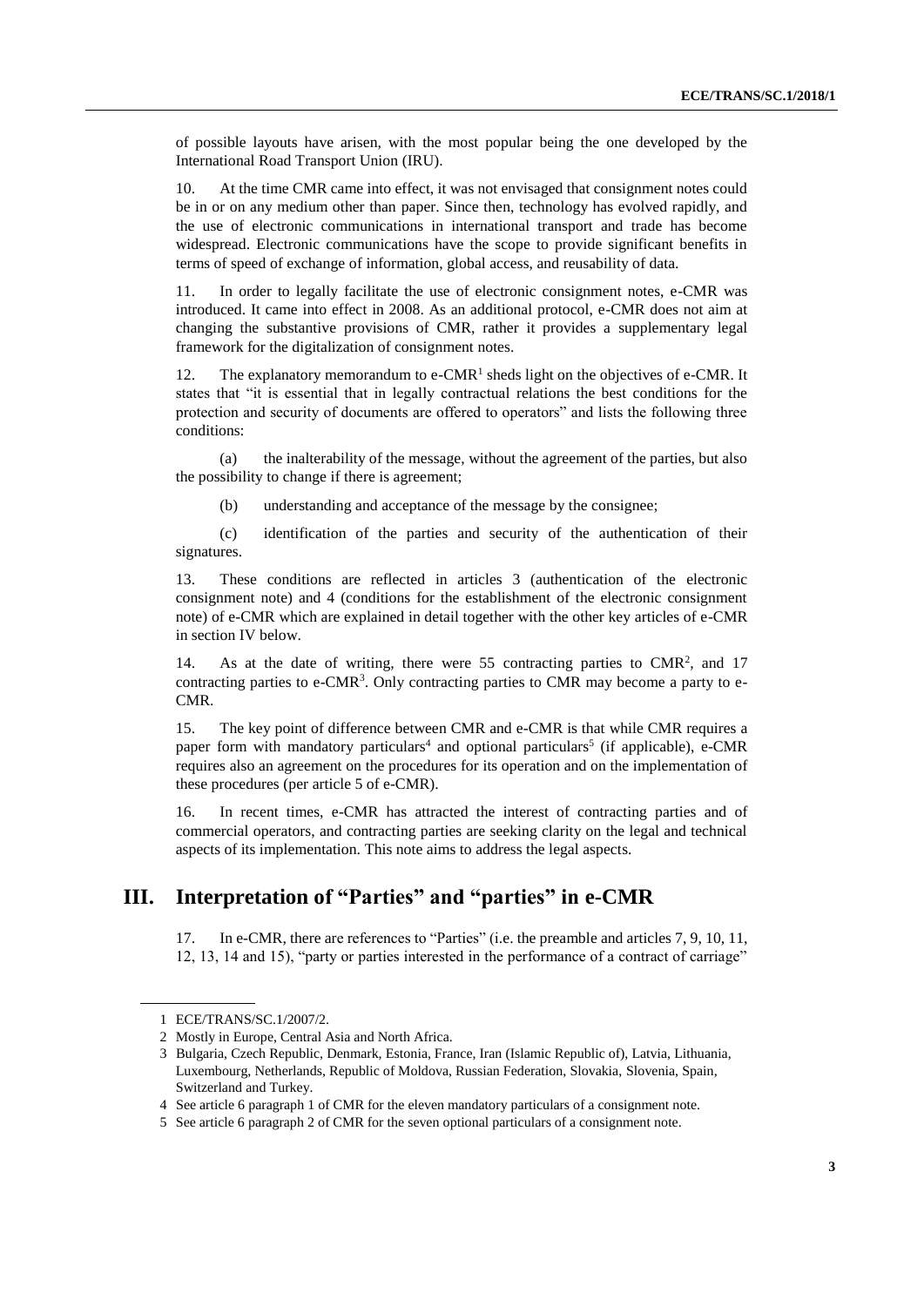of possible layouts have arisen, with the most popular being the one developed by the International Road Transport Union (IRU).

10. At the time CMR came into effect, it was not envisaged that consignment notes could be in or on any medium other than paper. Since then, technology has evolved rapidly, and the use of electronic communications in international transport and trade has become widespread. Electronic communications have the scope to provide significant benefits in terms of speed of exchange of information, global access, and reusability of data.

11. In order to legally facilitate the use of electronic consignment notes, e-CMR was introduced. It came into effect in 2008. As an additional protocol, e-CMR does not aim at changing the substantive provisions of CMR, rather it provides a supplementary legal framework for the digitalization of consignment notes.

12. The explanatory memorandum to e-CMR[1] sheds light on the objectives of e-CMR. It states that "it is essential that in legally contractual relations the best conditions for the protection and security of documents are offered to operators" and lists the following three conditions:

(a) the inalterability of the message, without the agreement of the parties, but also the possibility to change if there is agreement;

(b) understanding and acceptance of the message by the consignee;

(c) identification of the parties and security of the authentication of their signatures.

13. These conditions are reflected in articles 3 (authentication of the electronic consignment note) and 4 (conditions for the establishment of the electronic consignment note) of e-CMR which are explained in detail together with the other key articles of e-CMR in section IV below.

14. As at the date of writing, there were 55 contracting parties to CMR[2], and 17 contracting parties to e-CMR[3]. Only contracting parties to CMR may become a party to e-CMR.

15. The key point of difference between CMR and e-CMR is that while CMR requires a paper form with mandatory particulars[4] and optional particulars[5] (if applicable), e-CMR requires also an agreement on the procedures for its operation and on the implementation of these procedures (per article 5 of e-CMR).

16. In recent times, e-CMR has attracted the interest of contracting parties and of commercial operators, and contracting parties are seeking clarity on the legal and technical aspects of its implementation. This note aims to address the legal aspects.

## III. Interpretation of "Parties" and "parties" in e-CMR

17. In e-CMR, there are references to "Parties" (i.e. the preamble and articles 7, 9, 10, 11, 12, 13, 14 and 15), "party or parties interested in the performance of a contract of carriage"

---

1 ECE/TRANS/SC.1/2007/2.

2 Mostly in Europe, Central Asia and North Africa.

3 Bulgaria, Czech Republic, Denmark, Estonia, France, Iran (Islamic Republic of), Latvia, Lithuania, Luxembourg, Netherlands, Republic of Moldova, Russian Federation, Slovakia, Slovenia, Spain, Switzerland and Turkey.

4 See article 6 paragraph 1 of CMR for the eleven mandatory particulars of a consignment note.

5 See article 6 paragraph 2 of CMR for the seven optional particulars of a consignment note.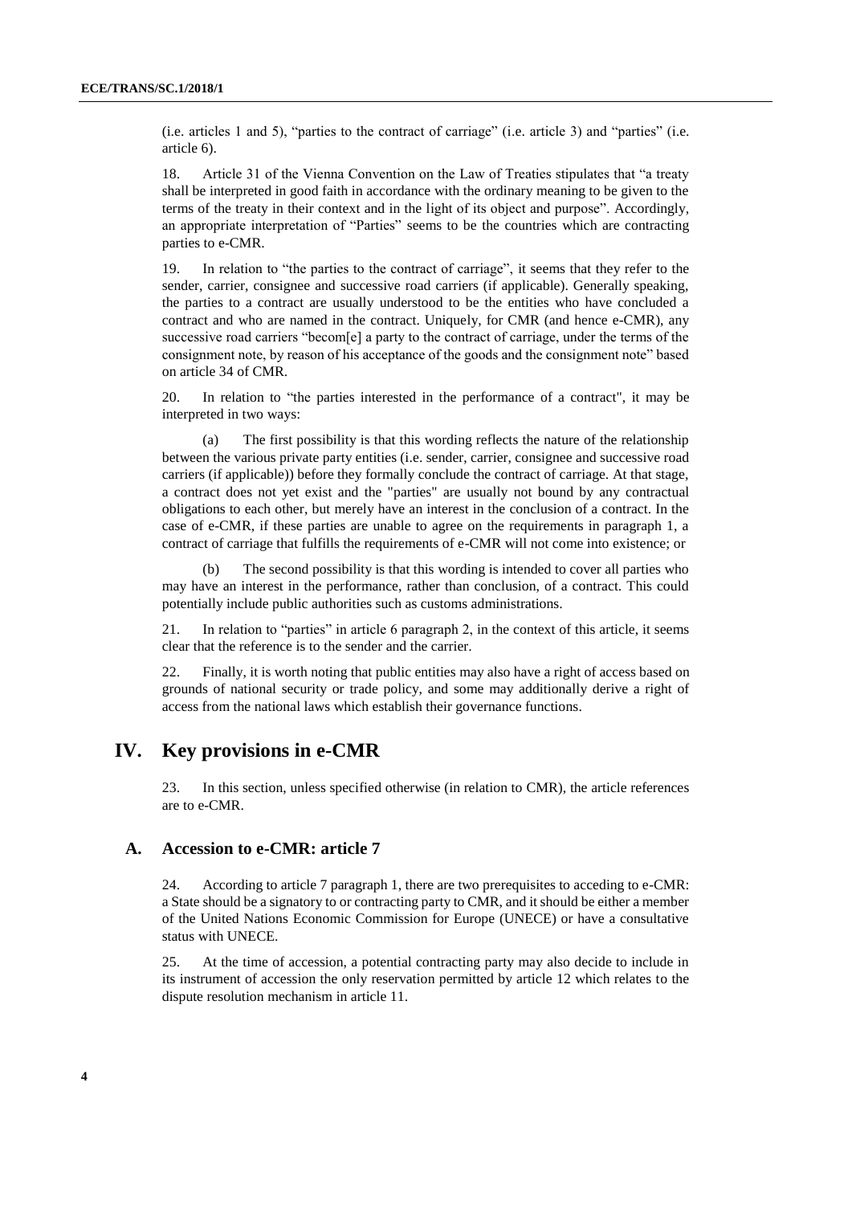(i.e. articles 1 and 5), "parties to the contract of carriage" (i.e. article 3) and "parties" (i.e. article 6).

18. Article 31 of the Vienna Convention on the Law of Treaties stipulates that "a treaty shall be interpreted in good faith in accordance with the ordinary meaning to be given to the terms of the treaty in their context and in the light of its object and purpose". Accordingly, an appropriate interpretation of "Parties" seems to be the countries which are contracting parties to e-CMR.

19. In relation to "the parties to the contract of carriage", it seems that they refer to the sender, carrier, consignee and successive road carriers (if applicable). Generally speaking, the parties to a contract are usually understood to be the entities who have concluded a contract and who are named in the contract. Uniquely, for CMR (and hence e-CMR), any successive road carriers "becom[e] a party to the contract of carriage, under the terms of the consignment note, by reason of his acceptance of the goods and the consignment note" based on article 34 of CMR.

20. In relation to "the parties interested in the performance of a contract", it may be interpreted in two ways:

(a) The first possibility is that this wording reflects the nature of the relationship between the various private party entities (i.e. sender, carrier, consignee and successive road carriers (if applicable)) before they formally conclude the contract of carriage. At that stage, a contract does not yet exist and the "parties" are usually not bound by any contractual obligations to each other, but merely have an interest in the conclusion of a contract. In the case of e-CMR, if these parties are unable to agree on the requirements in paragraph 1, a contract of carriage that fulfills the requirements of e-CMR will not come into existence; or

(b) The second possibility is that this wording is intended to cover all parties who may have an interest in the performance, rather than conclusion, of a contract. This could potentially include public authorities such as customs administrations.

21. In relation to "parties" in article 6 paragraph 2, in the context of this article, it seems clear that the reference is to the sender and the carrier.

22. Finally, it is worth noting that public entities may also have a right of access based on grounds of national security or trade policy, and some may additionally derive a right of access from the national laws which establish their governance functions.

# IV. Key provisions in e-CMR

23. In this section, unless specified otherwise (in relation to CMR), the article references are to e-CMR.

## A. Accession to e-CMR: article 7

24. According to article 7 paragraph 1, there are two prerequisites to acceding to e-CMR: a State should be a signatory to or contracting party to CMR, and it should be either a member of the United Nations Economic Commission for Europe (UNECE) or have a consultative status with UNECE.

25. At the time of accession, a potential contracting party may also decide to include in its instrument of accession the only reservation permitted by article 12 which relates to the dispute resolution mechanism in article 11.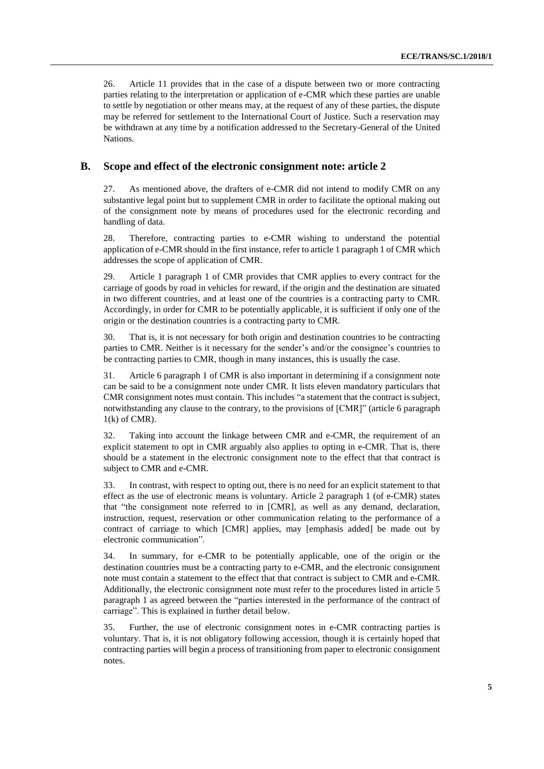26. Article 11 provides that in the case of a dispute between two or more contracting parties relating to the interpretation or application of e-CMR which these parties are unable to settle by negotiation or other means may, at the request of any of these parties, the dispute may be referred for settlement to the International Court of Justice. Such a reservation may be withdrawn at any time by a notification addressed to the Secretary-General of the United Nations.

## B. Scope and effect of the electronic consignment note: article 2

27. As mentioned above, the drafters of e-CMR did not intend to modify CMR on any substantive legal point but to supplement CMR in order to facilitate the optional making out of the consignment note by means of procedures used for the electronic recording and handling of data.

28. Therefore, contracting parties to e-CMR wishing to understand the potential application of e-CMR should in the first instance, refer to article 1 paragraph 1 of CMR which addresses the scope of application of CMR.

29. Article 1 paragraph 1 of CMR provides that CMR applies to every contract for the carriage of goods by road in vehicles for reward, if the origin and the destination are situated in two different countries, and at least one of the countries is a contracting party to CMR. Accordingly, in order for CMR to be potentially applicable, it is sufficient if only one of the origin or the destination countries is a contracting party to CMR.

30. That is, it is not necessary for both origin and destination countries to be contracting parties to CMR. Neither is it necessary for the sender's and/or the consignee's countries to be contracting parties to CMR, though in many instances, this is usually the case.

31. Article 6 paragraph 1 of CMR is also important in determining if a consignment note can be said to be a consignment note under CMR. It lists eleven mandatory particulars that CMR consignment notes must contain. This includes "a statement that the contract is subject, notwithstanding any clause to the contrary, to the provisions of [CMR]" (article 6 paragraph 1(k) of CMR).

32. Taking into account the linkage between CMR and e-CMR, the requirement of an explicit statement to opt in CMR arguably also applies to opting in e-CMR. That is, there should be a statement in the electronic consignment note to the effect that that contract is subject to CMR and e-CMR.

33. In contrast, with respect to opting out, there is no need for an explicit statement to that effect as the use of electronic means is voluntary. Article 2 paragraph 1 (of e-CMR) states that "the consignment note referred to in [CMR], as well as any demand, declaration, instruction, request, reservation or other communication relating to the performance of a contract of carriage to which [CMR] applies, may [emphasis added] be made out by electronic communication".

34. In summary, for e-CMR to be potentially applicable, one of the origin or the destination countries must be a contracting party to e-CMR, and the electronic consignment note must contain a statement to the effect that that contract is subject to CMR and e-CMR. Additionally, the electronic consignment note must refer to the procedures listed in article 5 paragraph 1 as agreed between the "parties interested in the performance of the contract of carriage". This is explained in further detail below.

35. Further, the use of electronic consignment notes in e-CMR contracting parties is voluntary. That is, it is not obligatory following accession, though it is certainly hoped that contracting parties will begin a process of transitioning from paper to electronic consignment notes.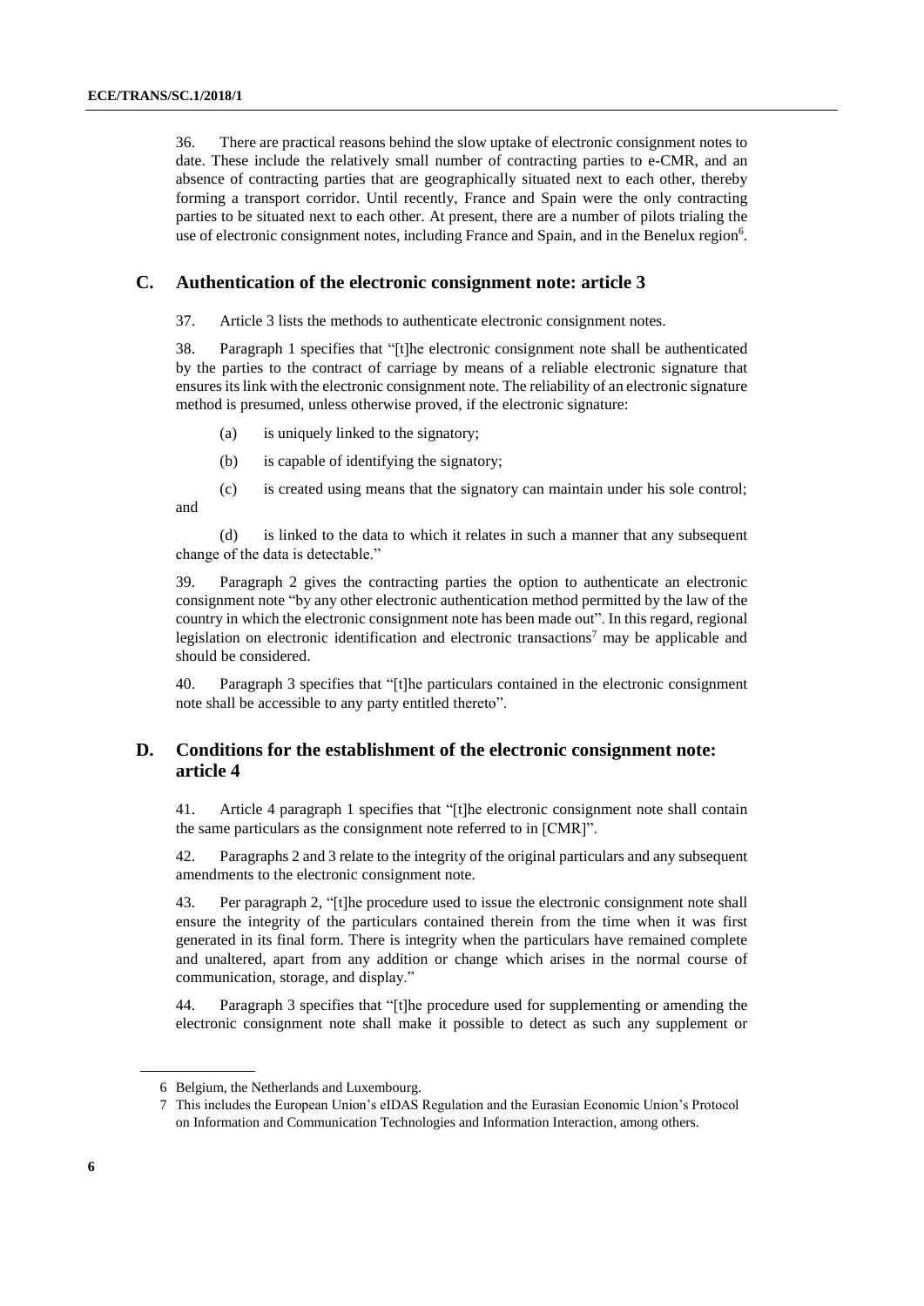36. There are practical reasons behind the slow uptake of electronic consignment notes to date. These include the relatively small number of contracting parties to e-CMR, and an absence of contracting parties that are geographically situated next to each other, thereby forming a transport corridor. Until recently, France and Spain were the only contracting parties to be situated next to each other. At present, there are a number of pilots trialing the use of electronic consignment notes, including France and Spain, and in the Benelux region[6].

## C. Authentication of the electronic consignment note: article 3

37. Article 3 lists the methods to authenticate electronic consignment notes.

38. Paragraph 1 specifies that "[t]he electronic consignment note shall be authenticated by the parties to the contract of carriage by means of a reliable electronic signature that ensures its link with the electronic consignment note. The reliability of an electronic signature method is presumed, unless otherwise proved, if the electronic signature:

(a) is uniquely linked to the signatory;

(b) is capable of identifying the signatory;

(c) is created using means that the signatory can maintain under his sole control; and

(d) is linked to the data to which it relates in such a manner that any subsequent change of the data is detectable."

39. Paragraph 2 gives the contracting parties the option to authenticate an electronic consignment note "by any other electronic authentication method permitted by the law of the country in which the electronic consignment note has been made out". In this regard, regional legislation on electronic identification and electronic transactions[7] may be applicable and should be considered.

40. Paragraph 3 specifies that "[t]he particulars contained in the electronic consignment note shall be accessible to any party entitled thereto".

## D. Conditions for the establishment of the electronic consignment note: article 4

41. Article 4 paragraph 1 specifies that "[t]he electronic consignment note shall contain the same particulars as the consignment note referred to in [CMR]".

42. Paragraphs 2 and 3 relate to the integrity of the original particulars and any subsequent amendments to the electronic consignment note.

43. Per paragraph 2, "[t]he procedure used to issue the electronic consignment note shall ensure the integrity of the particulars contained therein from the time when it was first generated in its final form. There is integrity when the particulars have remained complete and unaltered, apart from any addition or change which arises in the normal course of communication, storage, and display."

44. Paragraph 3 specifies that "[t]he procedure used for supplementing or amending the electronic consignment note shall make it possible to detect as such any supplement or

---

6 Belgium, the Netherlands and Luxembourg.

7 This includes the European Union's eIDAS Regulation and the Eurasian Economic Union's Protocol on Information and Communication Technologies and Information Interaction, among others.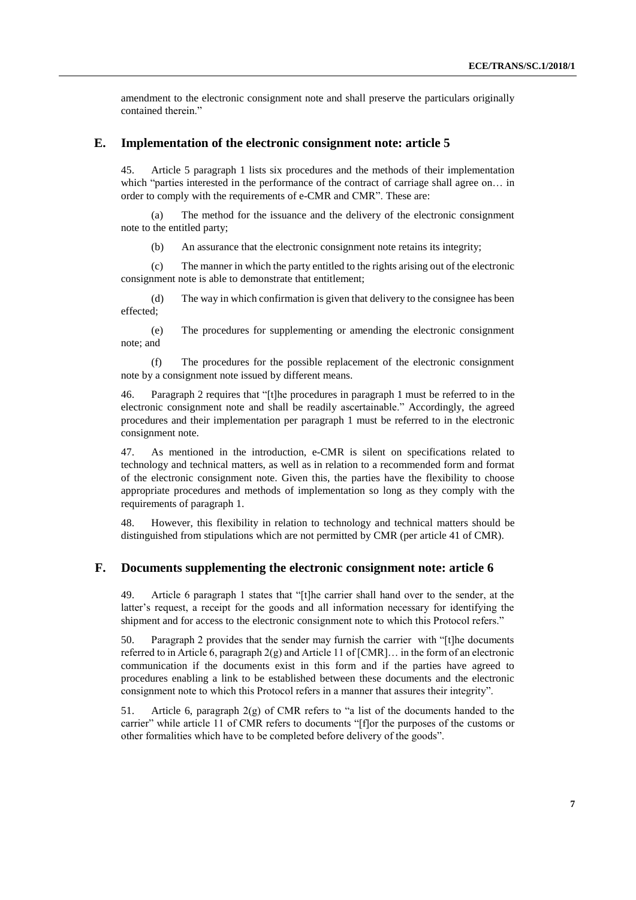amendment to the electronic consignment note and shall preserve the particulars originally contained therein."

## E. Implementation of the electronic consignment note: article 5

45. Article 5 paragraph 1 lists six procedures and the methods of their implementation which "parties interested in the performance of the contract of carriage shall agree on… in order to comply with the requirements of e-CMR and CMR". These are:

(a) The method for the issuance and the delivery of the electronic consignment note to the entitled party;

(b) An assurance that the electronic consignment note retains its integrity;

(c) The manner in which the party entitled to the rights arising out of the electronic consignment note is able to demonstrate that entitlement;

(d) The way in which confirmation is given that delivery to the consignee has been effected;

(e) The procedures for supplementing or amending the electronic consignment note; and

(f) The procedures for the possible replacement of the electronic consignment note by a consignment note issued by different means.

46. Paragraph 2 requires that "[t]he procedures in paragraph 1 must be referred to in the electronic consignment note and shall be readily ascertainable." Accordingly, the agreed procedures and their implementation per paragraph 1 must be referred to in the electronic consignment note.

47. As mentioned in the introduction, e-CMR is silent on specifications related to technology and technical matters, as well as in relation to a recommended form and format of the electronic consignment note. Given this, the parties have the flexibility to choose appropriate procedures and methods of implementation so long as they comply with the requirements of paragraph 1.

48. However, this flexibility in relation to technology and technical matters should be distinguished from stipulations which are not permitted by CMR (per article 41 of CMR).

## F. Documents supplementing the electronic consignment note: article 6

49. Article 6 paragraph 1 states that "[t]he carrier shall hand over to the sender, at the latter's request, a receipt for the goods and all information necessary for identifying the shipment and for access to the electronic consignment note to which this Protocol refers."

50. Paragraph 2 provides that the sender may furnish the carrier with "[t]he documents referred to in Article 6, paragraph 2(g) and Article 11 of [CMR]… in the form of an electronic communication if the documents exist in this form and if the parties have agreed to procedures enabling a link to be established between these documents and the electronic consignment note to which this Protocol refers in a manner that assures their integrity".

51. Article 6, paragraph 2(g) of CMR refers to "a list of the documents handed to the carrier" while article 11 of CMR refers to documents "[f]or the purposes of the customs or other formalities which have to be completed before delivery of the goods".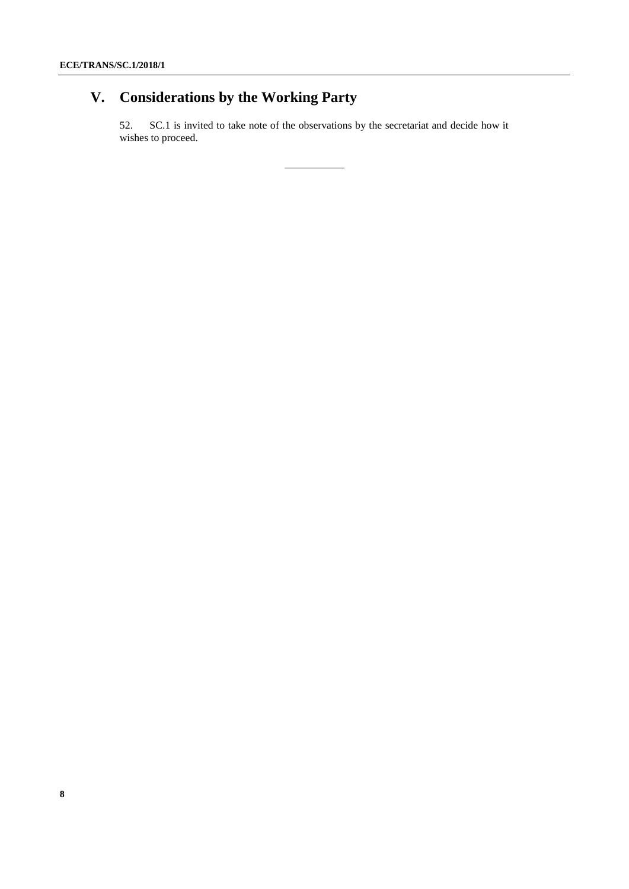# V. Considerations by the Working Party

52. SC.1 is invited to take note of the observations by the secretariat and decide how it wishes to proceed.